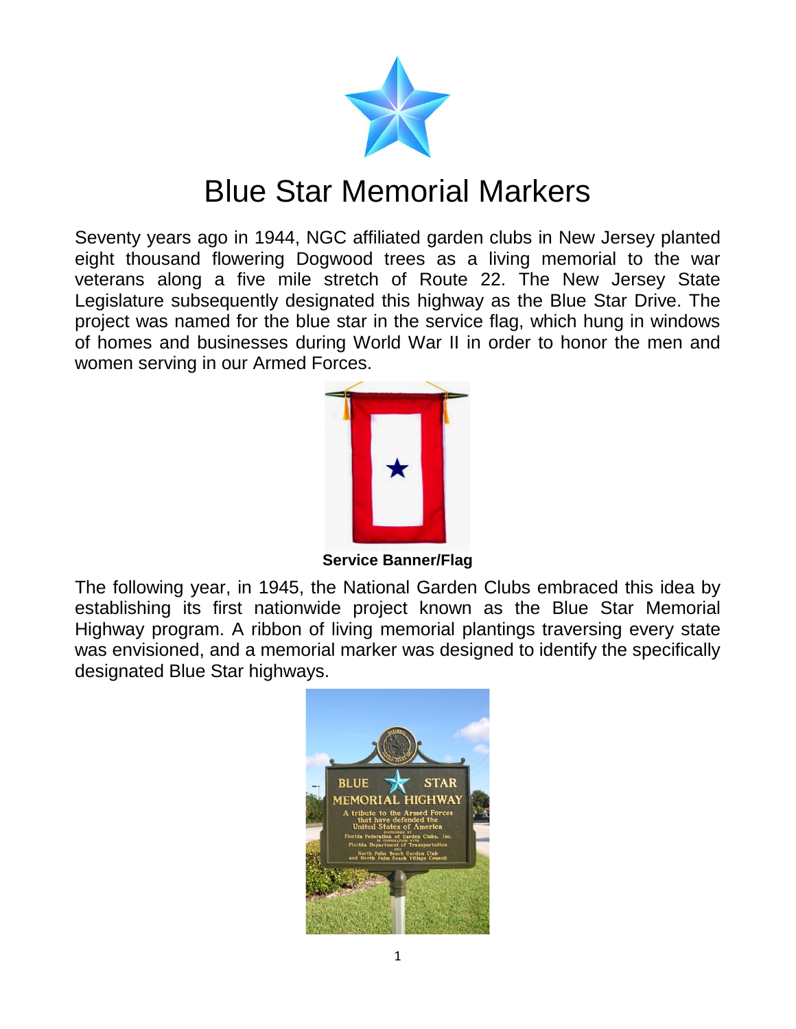# Blue Star Memorial Markers

Seventy years ago in 1944, NGC affiliated garden clubs in New Jersey planted eight thousand flowering Dogwood trees as a living memorial to the war veterans along a five mile stretch of Route 22. The New Jersey State Legislature subsequently designated this highway as the Blue Star Drive. The project was named for the blue star in the service flag, which hung in windows of homes and businesses during World War II in order to honor the men and women serving in our Armed Forces.

**Service Banner/Flag**

The following year, in 1945, the National Garden Clubs embraced this idea by establishing its first nationwide project known as the Blue Star Memorial Highway program. A ribbon of living memorial plantings traversing every state was envisioned, and a memorial marker was designed to identify the specifically designated Blue Star highways.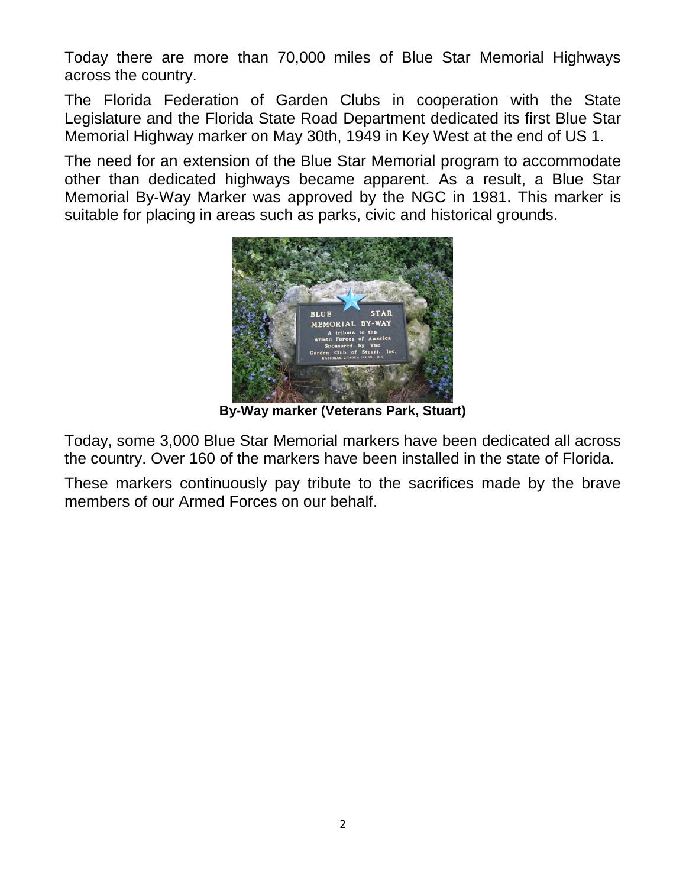Today there are more than 70,000 miles of Blue Star Memorial Highways across the country.

The Florida Federation of Garden Clubs in cooperation with the State Legislature and the Florida State Road Department dedicated its first Blue Star Memorial Highway marker on May 30th, 1949 in Key West at the end of US 1.

The need for an extension of the Blue Star Memorial program to accommodate other than dedicated highways became apparent. As a result, a Blue Star Memorial By-Way Marker was approved by the NGC in 1981. This marker is suitable for placing in areas such as parks, civic and historical grounds.

**By-Way marker (Veterans Park, Stuart)**

Today, some 3,000 Blue Star Memorial markers have been dedicated all across the country. Over 160 of the markers have been installed in the state of Florida.

These markers continuously pay tribute to the sacrifices made by the brave members of our Armed Forces on our behalf.